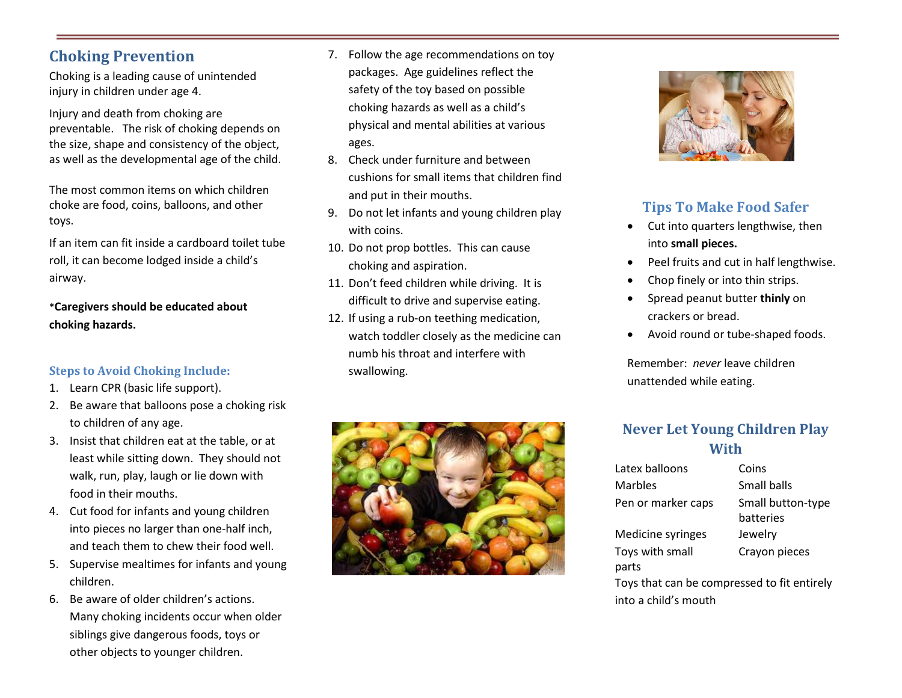## Choking Prevention

Choking is a leading cause of unintended injury in children under age 4.

Injury and death from choking are preventable. The risk of choking depends on the size, shape and consistency of the object, as well as the developmental age of the child.

The most common items on which children choke are food, coins, balloons, and other toys.

If an item can fit inside a cardboard toilet tube roll, it can become lodged inside a child's airway.

***Caregivers should be educated about choking hazards.**

### Steps to Avoid Choking Include:

1. Learn CPR (basic life support).
2. Be aware that balloons pose a choking risk to children of any age.
3. Insist that children eat at the table, or at least while sitting down. They should not walk, run, play, laugh or lie down with food in their mouths.
4. Cut food for infants and young children into pieces no larger than one-half inch, and teach them to chew their food well.
5. Supervise mealtimes for infants and young children.
6. Be aware of older children's actions. Many choking incidents occur when older siblings give dangerous foods, toys or other objects to younger children.
7. Follow the age recommendations on toy packages. Age guidelines reflect the safety of the toy based on possible choking hazards as well as a child's physical and mental abilities at various ages.
8. Check under furniture and between cushions for small items that children find and put in their mouths.
9. Do not let infants and young children play with coins.
10. Do not prop bottles. This can cause choking and aspiration.
11. Don't feed children while driving. It is difficult to drive and supervise eating.
12. If using a rub-on teething medication, watch toddler closely as the medicine can numb his throat and interfere with swallowing.

### Tips To Make Food Safer

- Cut into quarters lengthwise, then into **small pieces.**
- Peel fruits and cut in half lengthwise.
- Chop finely or into thin strips.
- Spread peanut butter **thinly** on crackers or bread.
- Avoid round or tube-shaped foods.

Remember: *never* leave children unattended while eating.

### Never Let Young Children Play With

| | |
|---|---|
| Latex balloons | Coins |
| Marbles | Small balls |
| Pen or marker caps | Small button-type batteries |
| Medicine syringes | Jewelry |
| Toys with small parts | Crayon pieces |

Toys that can be compressed to fit entirely into a child's mouth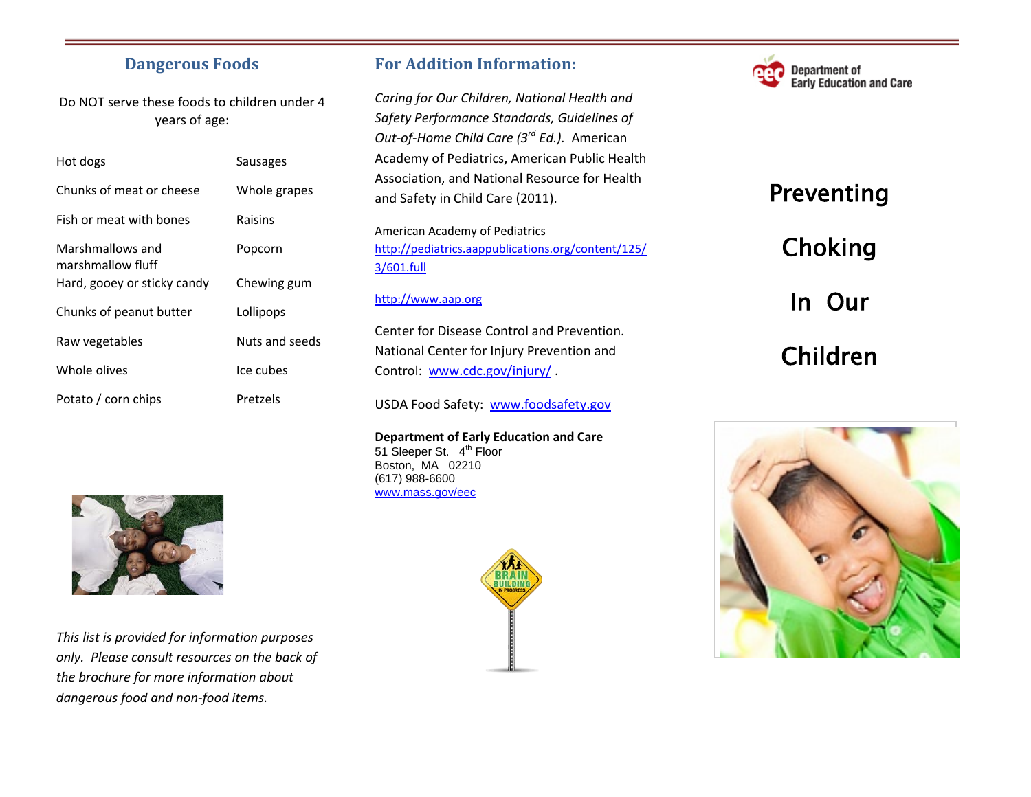## Dangerous Foods

Do NOT serve these foods to children under 4 years of age:

| | |
|---|---|
| Hot dogs | Sausages |
| Chunks of meat or cheese | Whole grapes |
| Fish or meat with bones | Raisins |
| Marshmallows and marshmallow fluff | Popcorn |
| Hard, gooey or sticky candy | Chewing gum |
| Chunks of peanut butter | Lollipops |
| Raw vegetables | Nuts and seeds |
| Whole olives | Ice cubes |
| Potato / corn chips | Pretzels |

*This list is provided for information purposes only. Please consult resources on the back of the brochure for more information about dangerous food and non-food items.*

## For Addition Information:

*Caring for Our Children, National Health and Safety Performance Standards, Guidelines of Out-of-Home Child Care (3rd Ed.).* American Academy of Pediatrics, American Public Health Association, and National Resource for Health and Safety in Child Care (2011).

American Academy of Pediatrics
http://pediatrics.aappublications.org/content/125/3/601.full

http://www.aap.org

Center for Disease Control and Prevention. National Center for Injury Prevention and Control: www.cdc.gov/injury/ .

USDA Food Safety: www.foodsafety.gov

**Department of Early Education and Care**
51 Sleeper St. 4th Floor
Boston, MA 02210
(617) 988-6600
www.mass.gov/eec

Department of Early Education and Care

# Preventing Choking In Our Children